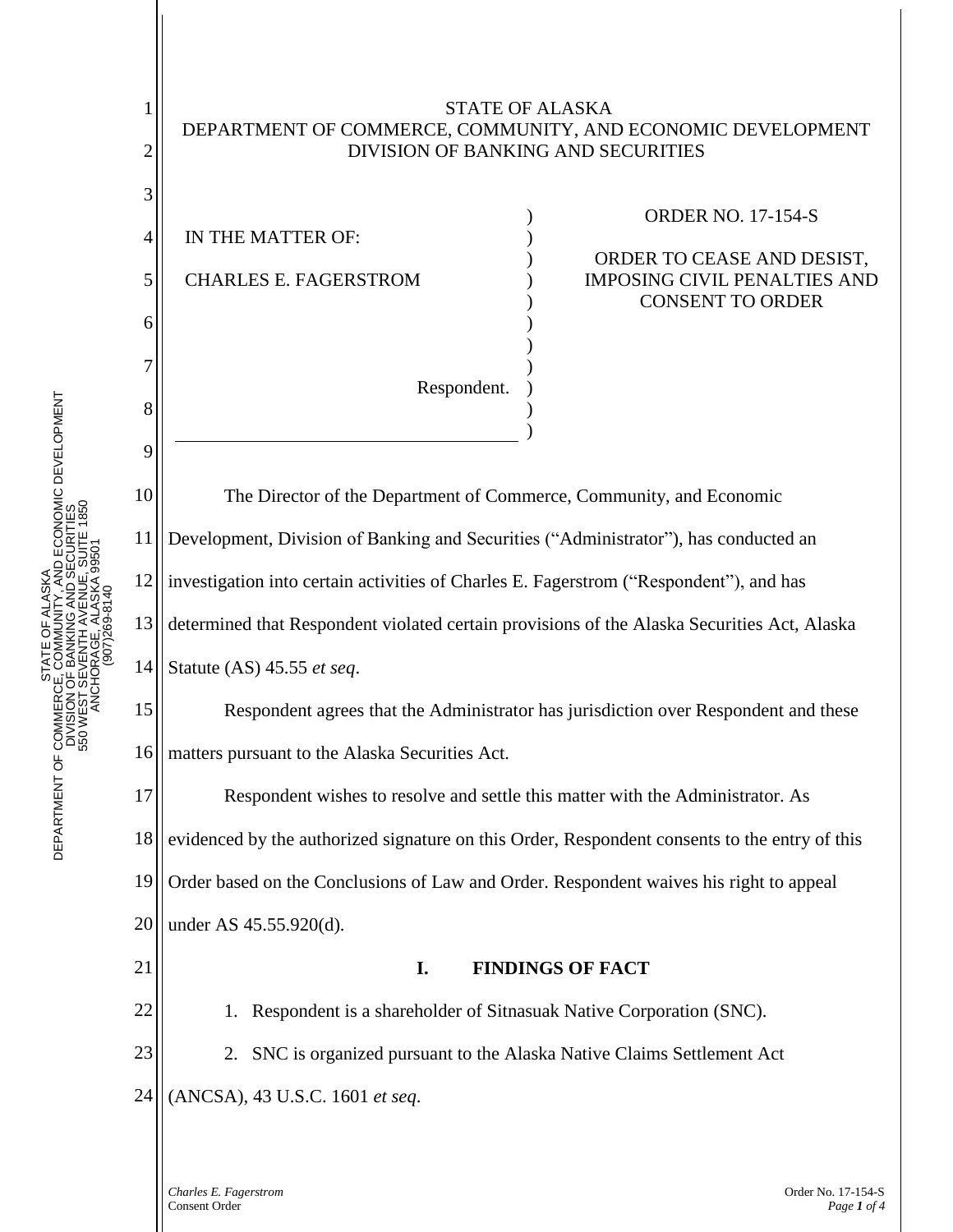STATE OF ALASKA
DEPARTMENT OF COMMERCE, COMMUNITY, AND ECONOMIC DEVELOPMENT
DIVISION OF BANKING AND SECURITIES

IN THE MATTER OF:

CHARLES E. FAGERSTROM

Respondent.

ORDER NO. 17-154-S

ORDER TO CEASE AND DESIST, IMPOSING CIVIL PENALTIES AND CONSENT TO ORDER

The Director of the Department of Commerce, Community, and Economic Development, Division of Banking and Securities ("Administrator"), has conducted an investigation into certain activities of Charles E. Fagerstrom ("Respondent"), and has determined that Respondent violated certain provisions of the Alaska Securities Act, Alaska Statute (AS) 45.55 *et seq*.

Respondent agrees that the Administrator has jurisdiction over Respondent and these matters pursuant to the Alaska Securities Act.

Respondent wishes to resolve and settle this matter with the Administrator. As evidenced by the authorized signature on this Order, Respondent consents to the entry of this Order based on the Conclusions of Law and Order. Respondent waives his right to appeal under AS 45.55.920(d).

## I. FINDINGS OF FACT

1. Respondent is a shareholder of Sitnasuak Native Corporation (SNC).
2. SNC is organized pursuant to the Alaska Native Claims Settlement Act (ANCSA), 43 U.S.C. 1601 *et seq*.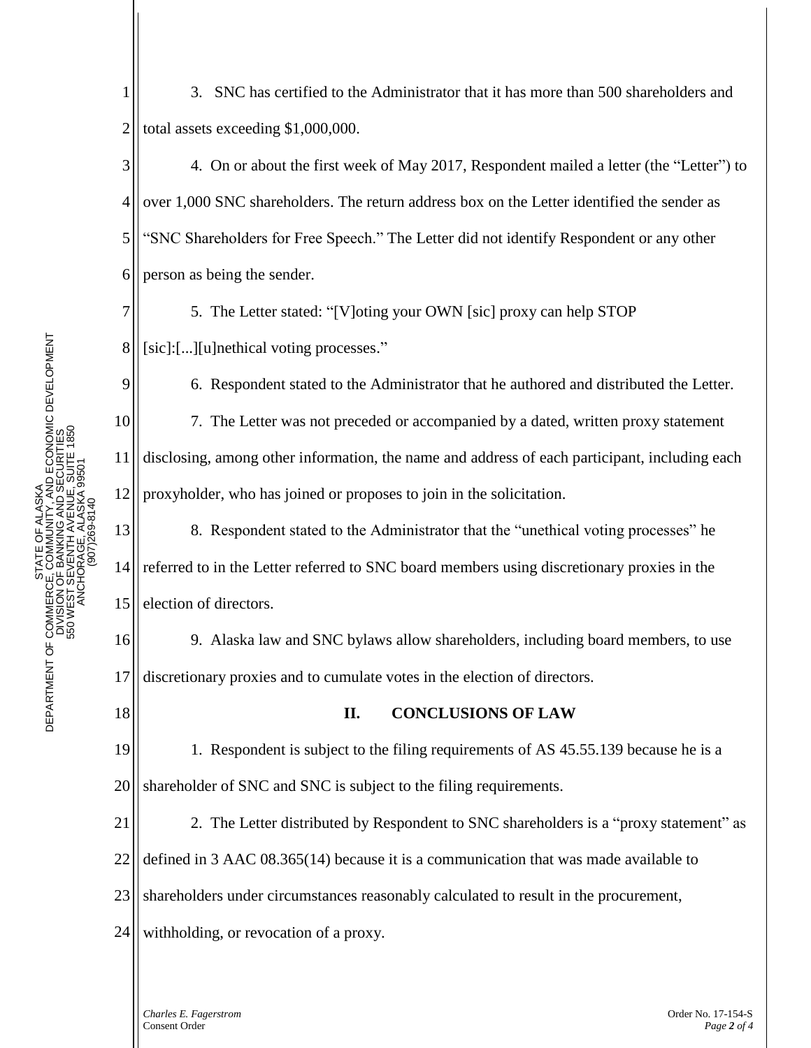3. SNC has certified to the Administrator that it has more than 500 shareholders and total assets exceeding $1,000,000.

4. On or about the first week of May 2017, Respondent mailed a letter (the "Letter") to over 1,000 SNC shareholders. The return address box on the Letter identified the sender as "SNC Shareholders for Free Speech." The Letter did not identify Respondent or any other person as being the sender.

5. The Letter stated: "[V]oting your OWN [sic] proxy can help STOP [sic]:[...][u]nethical voting processes."

6. Respondent stated to the Administrator that he authored and distributed the Letter.

7. The Letter was not preceded or accompanied by a dated, written proxy statement disclosing, among other information, the name and address of each participant, including each proxyholder, who has joined or proposes to join in the solicitation.

8. Respondent stated to the Administrator that the "unethical voting processes" he referred to in the Letter referred to SNC board members using discretionary proxies in the election of directors.

9. Alaska law and SNC bylaws allow shareholders, including board members, to use discretionary proxies and to cumulate votes in the election of directors.

## II. CONCLUSIONS OF LAW

1. Respondent is subject to the filing requirements of AS 45.55.139 because he is a shareholder of SNC and SNC is subject to the filing requirements.

2. The Letter distributed by Respondent to SNC shareholders is a "proxy statement" as defined in 3 AAC 08.365(14) because it is a communication that was made available to shareholders under circumstances reasonably calculated to result in the procurement, withholding, or revocation of a proxy.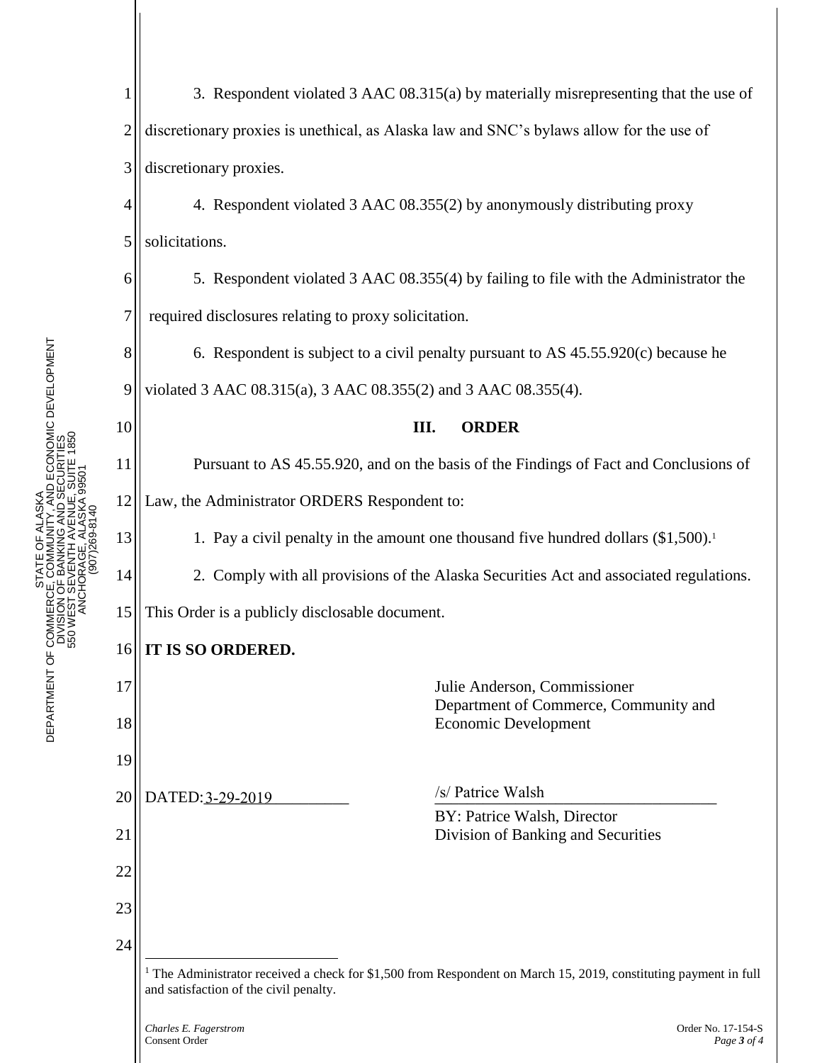3. Respondent violated 3 AAC 08.315(a) by materially misrepresenting that the use of discretionary proxies is unethical, as Alaska law and SNC's bylaws allow for the use of discretionary proxies.

4. Respondent violated 3 AAC 08.355(2) by anonymously distributing proxy solicitations.

5. Respondent violated 3 AAC 08.355(4) by failing to file with the Administrator the required disclosures relating to proxy solicitation.

6. Respondent is subject to a civil penalty pursuant to AS 45.55.920(c) because he violated 3 AAC 08.315(a), 3 AAC 08.355(2) and 3 AAC 08.355(4).

## III. ORDER

Pursuant to AS 45.55.920, and on the basis of the Findings of Fact and Conclusions of Law, the Administrator ORDERS Respondent to:

1. Pay a civil penalty in the amount one thousand five hundred dollars ($1,500).[1]

2. Comply with all provisions of the Alaska Securities Act and associated regulations.

This Order is a publicly disclosable document.

**IT IS SO ORDERED.**

Julie Anderson, Commissioner
Department of Commerce, Community and Economic Development

DATED: 3-29-2019

/s/ Patrice Walsh
BY: Patrice Walsh, Director
Division of Banking and Securities

[1] The Administrator received a check for $1,500 from Respondent on March 15, 2019, constituting payment in full and satisfaction of the civil penalty.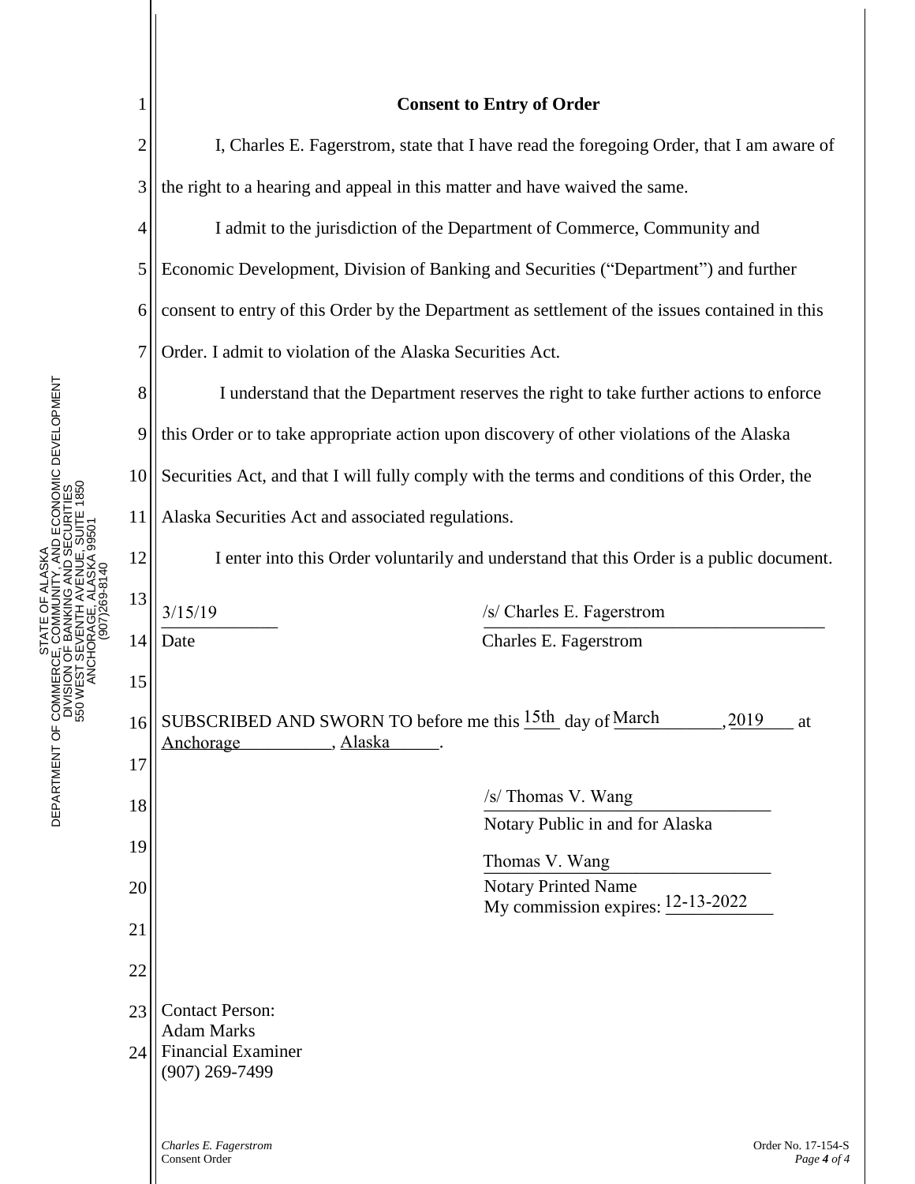**Consent to Entry of Order**

I, Charles E. Fagerstrom, state that I have read the foregoing Order, that I am aware of the right to a hearing and appeal in this matter and have waived the same.

I admit to the jurisdiction of the Department of Commerce, Community and Economic Development, Division of Banking and Securities ("Department") and further consent to entry of this Order by the Department as settlement of the issues contained in this Order. I admit to violation of the Alaska Securities Act.

I understand that the Department reserves the right to take further actions to enforce this Order or to take appropriate action upon discovery of other violations of the Alaska Securities Act, and that I will fully comply with the terms and conditions of this Order, the Alaska Securities Act and associated regulations.

I enter into this Order voluntarily and understand that this Order is a public document.

3/15/19
Date

/s/ Charles E. Fagerstrom
Charles E. Fagerstrom

SUBSCRIBED AND SWORN TO before me this 15th day of March, 2019 at Anchorage, Alaska.

/s/ Thomas V. Wang
Notary Public in and for Alaska

Thomas V. Wang
Notary Printed Name
My commission expires: 12-13-2022

Contact Person:
Adam Marks
Financial Examiner
(907) 269-7499